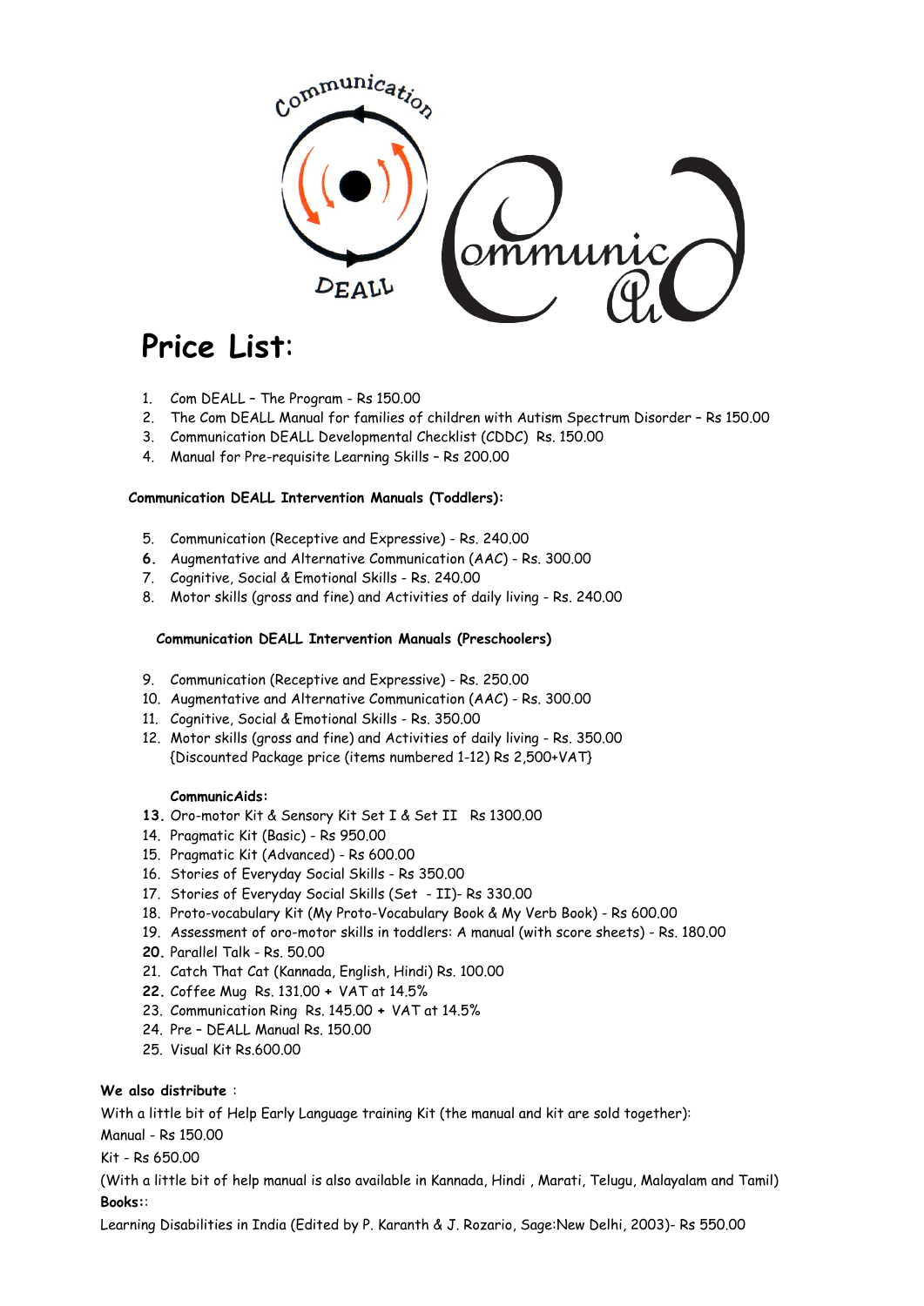# Price List:

1. Com DEALL – The Program - Rs 150.00
2. The Com DEALL Manual for families of children with Autism Spectrum Disorder – Rs 150.00
3. Communication DEALL Developmental Checklist (CDDC) Rs. 150.00
4. Manual for Pre-requisite Learning Skills – Rs 200.00

**Communication DEALL Intervention Manuals (Toddlers):**

5. Communication (Receptive and Expressive) - Rs. 240.00
6. Augmentative and Alternative Communication (AAC) - Rs. 300.00
7. Cognitive, Social & Emotional Skills - Rs. 240.00
8. Motor skills (gross and fine) and Activities of daily living - Rs. 240.00

**Communication DEALL Intervention Manuals (Preschoolers)**

9. Communication (Receptive and Expressive) - Rs. 250.00
10. Augmentative and Alternative Communication (AAC) - Rs. 300.00
11. Cognitive, Social & Emotional Skills - Rs. 350.00
12. Motor skills (gross and fine) and Activities of daily living - Rs. 350.00
    {Discounted Package price (items numbered 1-12) Rs 2,500+VAT}

**CommunicAids:**

13. Oro-motor Kit & Sensory Kit Set I & Set II Rs 1300.00
14. Pragmatic Kit (Basic) - Rs 950.00
15. Pragmatic Kit (Advanced) - Rs 600.00
16. Stories of Everyday Social Skills - Rs 350.00
17. Stories of Everyday Social Skills (Set - II)- Rs 330.00
18. Proto-vocabulary Kit (My Proto-Vocabulary Book & My Verb Book) - Rs 600.00
19. Assessment of oro-motor skills in toddlers: A manual (with score sheets) - Rs. 180.00
20. Parallel Talk - Rs. 50.00
21. Catch That Cat (Kannada, English, Hindi) Rs. 100.00
22. Coffee Mug Rs. 131.00 + VAT at 14.5%
23. Communication Ring Rs. 145.00 + VAT at 14.5%
24. Pre – DEALL Manual Rs. 150.00
25. Visual Kit Rs.600.00

**We also distribute** :

With a little bit of Help Early Language training Kit (the manual and kit are sold together):

Manual - Rs 150.00

Kit - Rs 650.00

(With a little bit of help manual is also available in Kannada, Hindi , Marati, Telugu, Malayalam and Tamil)

**Books:**:

Learning Disabilities in India (Edited by P. Karanth & J. Rozario, Sage:New Delhi, 2003)- Rs 550.00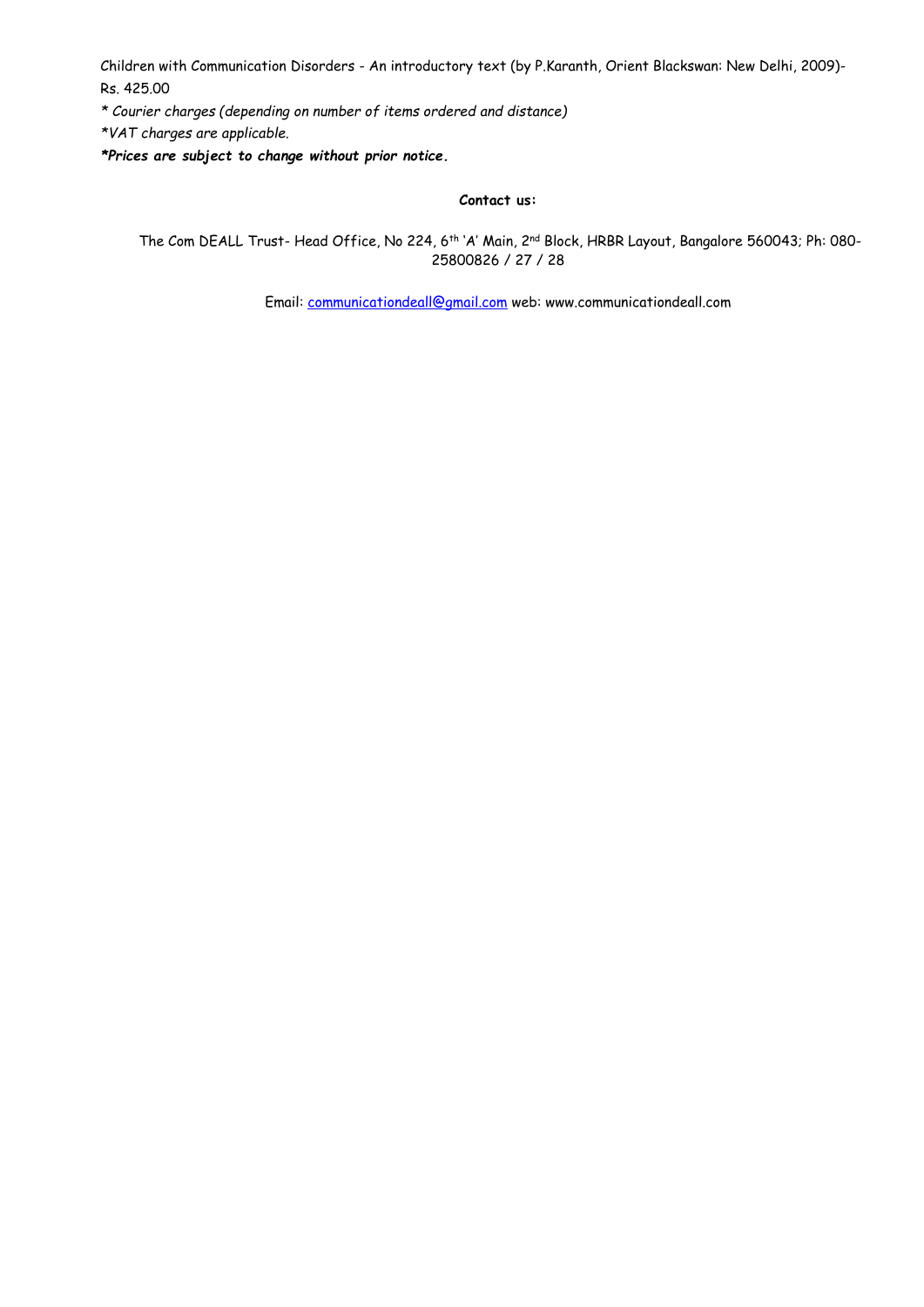Children with Communication Disorders - An introductory text (by P.Karanth, Orient Blackswan: New Delhi, 2009)- Rs. 425.00

* *Courier charges (depending on number of items ordered and distance)*

*\*VAT charges are applicable.*

***\*Prices are subject to change without prior notice.***

**Contact us:**

The Com DEALL Trust- Head Office, No 224, 6th 'A' Main, 2nd Block, HRBR Layout, Bangalore 560043; Ph: 080-25800826 / 27 / 28

Email: communicationdeall@gmail.com web: www.communicationdeall.com